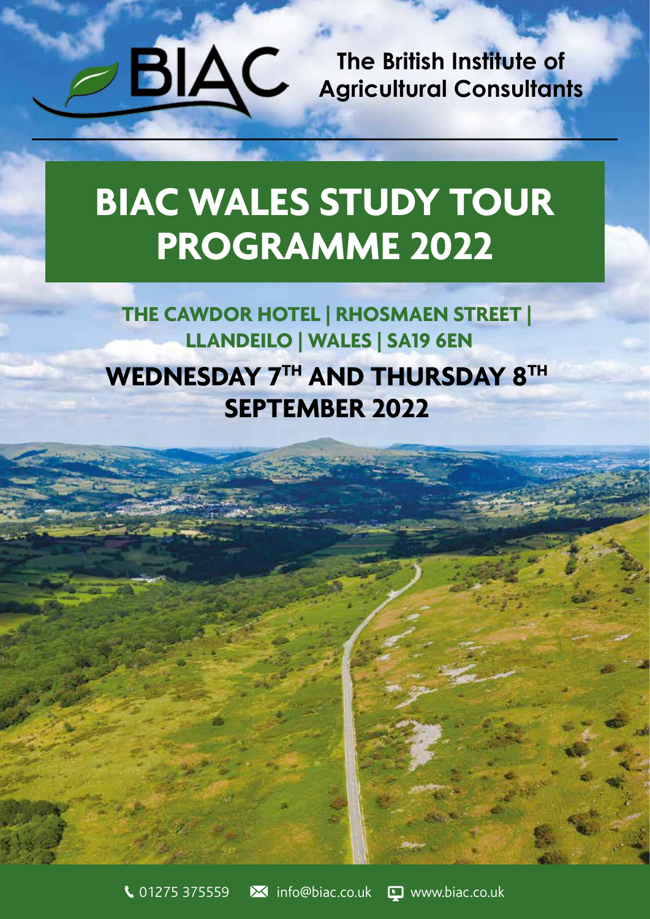BIAC

The British Institute of Agricultural Consultants

# BIAC WALES STUDY TOUR PROGRAMME 2022

## THE CAWDOR HOTEL | RHOSMAEN STREET | LLANDEILO | WALES | SA19 6EN

## WEDNESDAY 7TH AND THURSDAY 8TH SEPTEMBER 2022

01275 375559 info@biac.co.uk www.biac.co.uk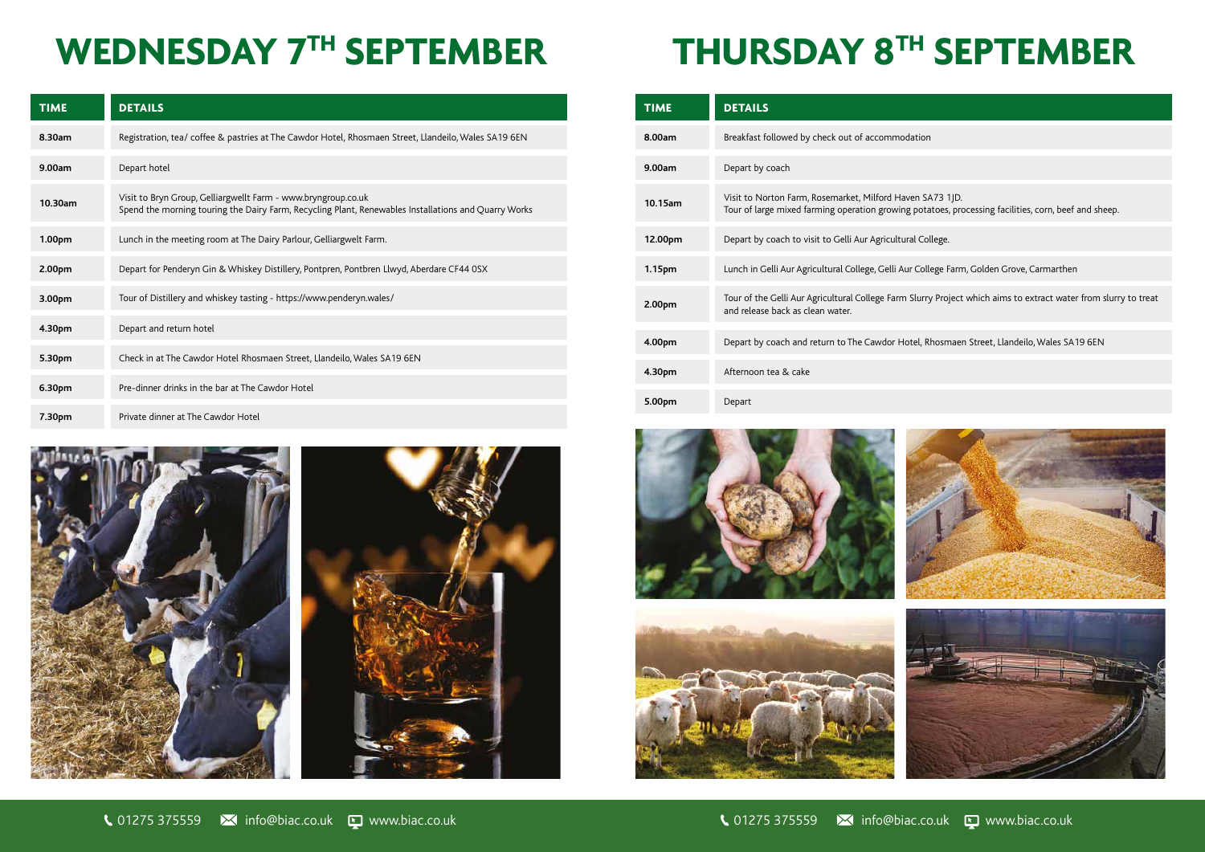# WEDNESDAY 7TH SEPTEMBER

| TIME | DETAILS |
|---|---|
| 8.30am | Registration, tea/ coffee & pastries at The Cawdor Hotel, Rhosmaen Street, Llandeilo, Wales SA19 6EN |
| 9.00am | Depart hotel |
| 10.30am | Visit to Bryn Group, Gelliargwellt Farm - www.bryngroup.co.uk<br>Spend the morning touring the Dairy Farm, Recycling Plant, Renewables Installations and Quarry Works |
| 1.00pm | Lunch in the meeting room at The Dairy Parlour, Gelliargwelt Farm. |
| 2.00pm | Depart for Penderyn Gin & Whiskey Distillery, Pontpren, Pontbren Llwyd, Aberdare CF44 0SX |
| 3.00pm | Tour of Distillery and whiskey tasting - https://www.penderyn.wales/ |
| 4.30pm | Depart and return hotel |
| 5.30pm | Check in at The Cawdor Hotel Rhosmaen Street, Llandeilo, Wales SA19 6EN |
| 6.30pm | Pre-dinner drinks in the bar at The Cawdor Hotel |
| 7.30pm | Private dinner at The Cawdor Hotel |

# THURSDAY 8TH SEPTEMBER

| TIME | DETAILS |
|---|---|
| 8.00am | Breakfast followed by check out of accommodation |
| 9.00am | Depart by coach |
| 10.15am | Visit to Norton Farm, Rosemarket, Milford Haven SA73 1JD.<br>Tour of large mixed farming operation growing potatoes, processing facilities, corn, beef and sheep. |
| 12.00pm | Depart by coach to visit to Gelli Aur Agricultural College. |
| 1.15pm | Lunch in Gelli Aur Agricultural College, Gelli Aur College Farm, Golden Grove, Carmarthen |
| 2.00pm | Tour of the Gelli Aur Agricultural College Farm Slurry Project which aims to extract water from slurry to treat and release back as clean water. |
| 4.00pm | Depart by coach and return to The Cawdor Hotel, Rhosmaen Street, Llandeilo, Wales SA19 6EN |
| 4.30pm | Afternoon tea & cake |
| 5.00pm | Depart |

01275 375559 info@biac.co.uk www.biac.co.uk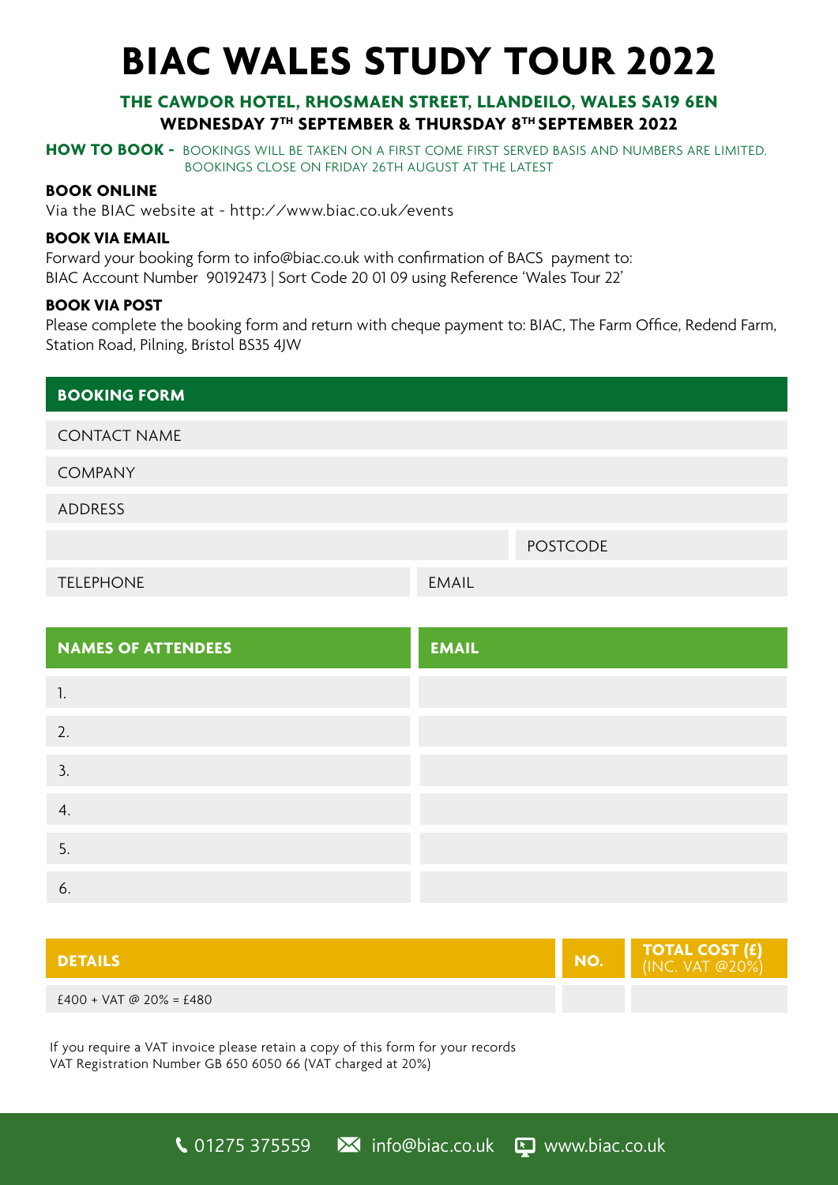# BIAC WALES STUDY TOUR 2022

### THE CAWDOR HOTEL, RHOSMAEN STREET, LLANDEILO, WALES SA19 6EN

### WEDNESDAY 7TH SEPTEMBER & THURSDAY 8TH SEPTEMBER 2022

**HOW TO BOOK -** BOOKINGS WILL BE TAKEN ON A FIRST COME FIRST SERVED BASIS AND NUMBERS ARE LIMITED. BOOKINGS CLOSE ON FRIDAY 26TH AUGUST AT THE LATEST

**BOOK ONLINE**

Via the BIAC website at - http://www.biac.co.uk/events

**BOOK VIA EMAIL**

Forward your booking form to info@biac.co.uk with confirmation of BACS payment to:
BIAC Account Number 90192473 | Sort Code 20 01 09 using Reference 'Wales Tour 22'

**BOOK VIA POST**

Please complete the booking form and return with cheque payment to: BIAC, The Farm Office, Redend Farm, Station Road, Pilning, Bristol BS35 4JW

## BOOKING FORM

| | |
|---|---|
| CONTACT NAME | |
| COMPANY | |
| ADDRESS | |
| | POSTCODE |
| TELEPHONE | EMAIL |

| NAMES OF ATTENDEES | EMAIL |
|---|---|
| 1. | |
| 2. | |
| 3. | |
| 4. | |
| 5. | |
| 6. | |

| DETAILS | NO. | TOTAL COST (£) (INC. VAT @20%) |
|---|---|---|
| £400 + VAT @ 20% = £480 | | |

If you require a VAT invoice please retain a copy of this form for your records
VAT Registration Number GB 650 6050 66 (VAT charged at 20%)

01275 375559 info@biac.co.uk www.biac.co.uk